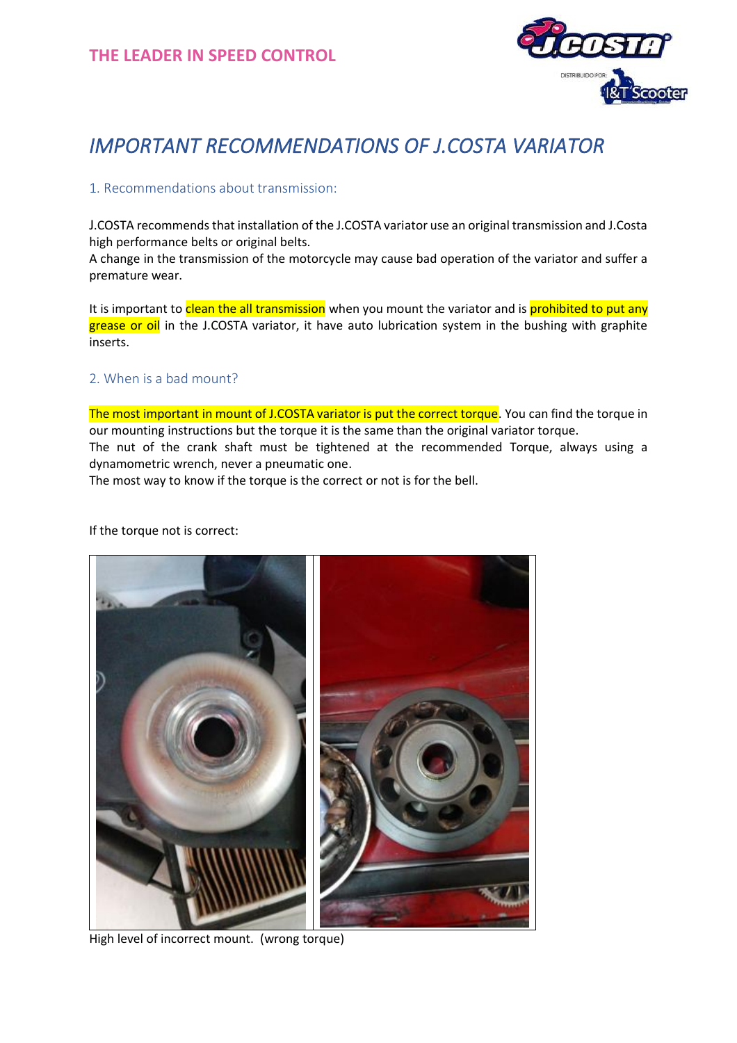THE LEADER IN SPEED CONTROL

# *IMPORTANT RECOMMENDATIONS OF J.COSTA VARIATOR*

## 1. Recommendations about transmission:

J.COSTA recommends that installation of the J.COSTA variator use an original transmission and J.Costa high performance belts or original belts.
A change in the transmission of the motorcycle may cause bad operation of the variator and suffer a premature wear.

It is important to clean the all transmission when you mount the variator and is prohibited to put any grease or oil in the J.COSTA variator, it have auto lubrication system in the bushing with graphite inserts.

## 2. When is a bad mount?

The most important in mount of J.COSTA variator is put the correct torque. You can find the torque in our mounting instructions but the torque it is the same than the original variator torque.
The nut of the crank shaft must be tightened at the recommended Torque, always using a dynamometric wrench, never a pneumatic one.
The most way to know if the torque is the correct or not is for the bell.

If the torque not is correct:

High level of incorrect mount. (wrong torque)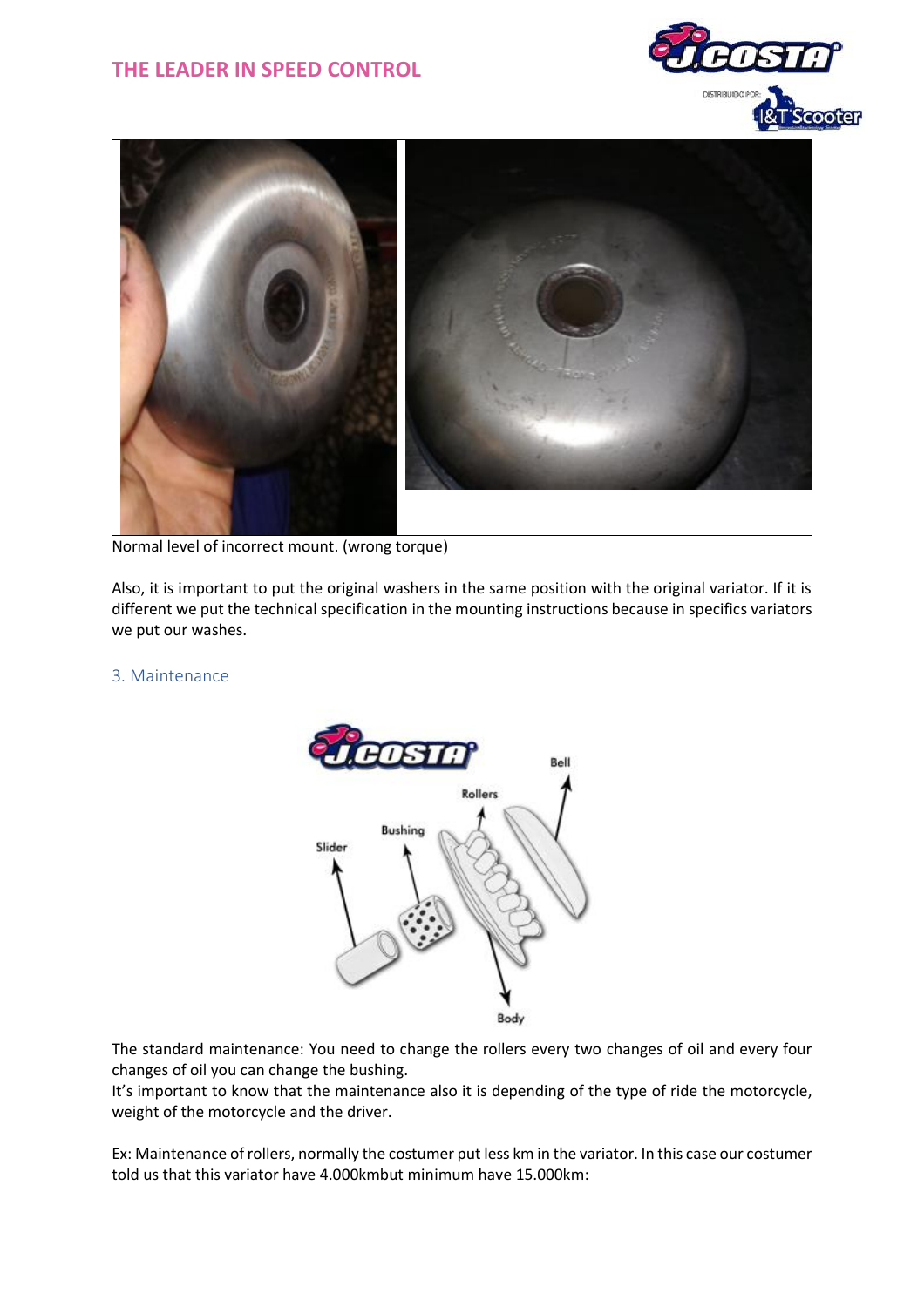Normal level of incorrect mount. (wrong torque)

Also, it is important to put the original washers in the same position with the original variator. If it is different we put the technical specification in the mounting instructions because in specifics variators we put our washes.

## 3. Maintenance

The standard maintenance: You need to change the rollers every two changes of oil and every four changes of oil you can change the bushing.
It's important to know that the maintenance also it is depending of the type of ride the motorcycle, weight of the motorcycle and the driver.

Ex: Maintenance of rollers, normally the costumer put less km in the variator. In this case our costumer told us that this variator have 4.000kmbut minimum have 15.000km: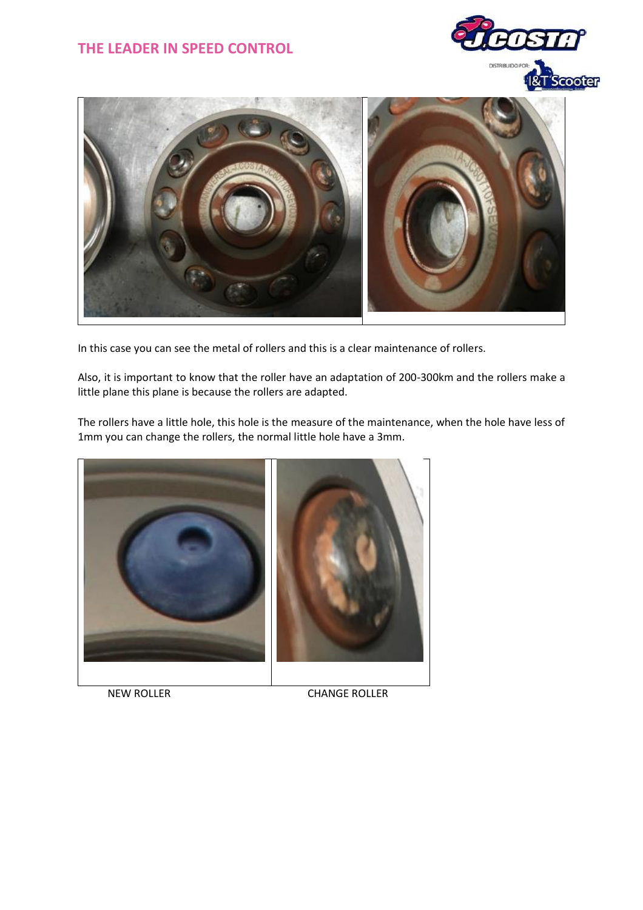In this case you can see the metal of rollers and this is a clear maintenance of rollers.

Also, it is important to know that the roller have an adaptation of 200-300km and the rollers make a little plane this plane is because the rollers are adapted.

The rollers have a little hole, this hole is the measure of the maintenance, when the hole have less of 1mm you can change the rollers, the normal little hole have a 3mm.

NEW ROLLER

CHANGE ROLLER